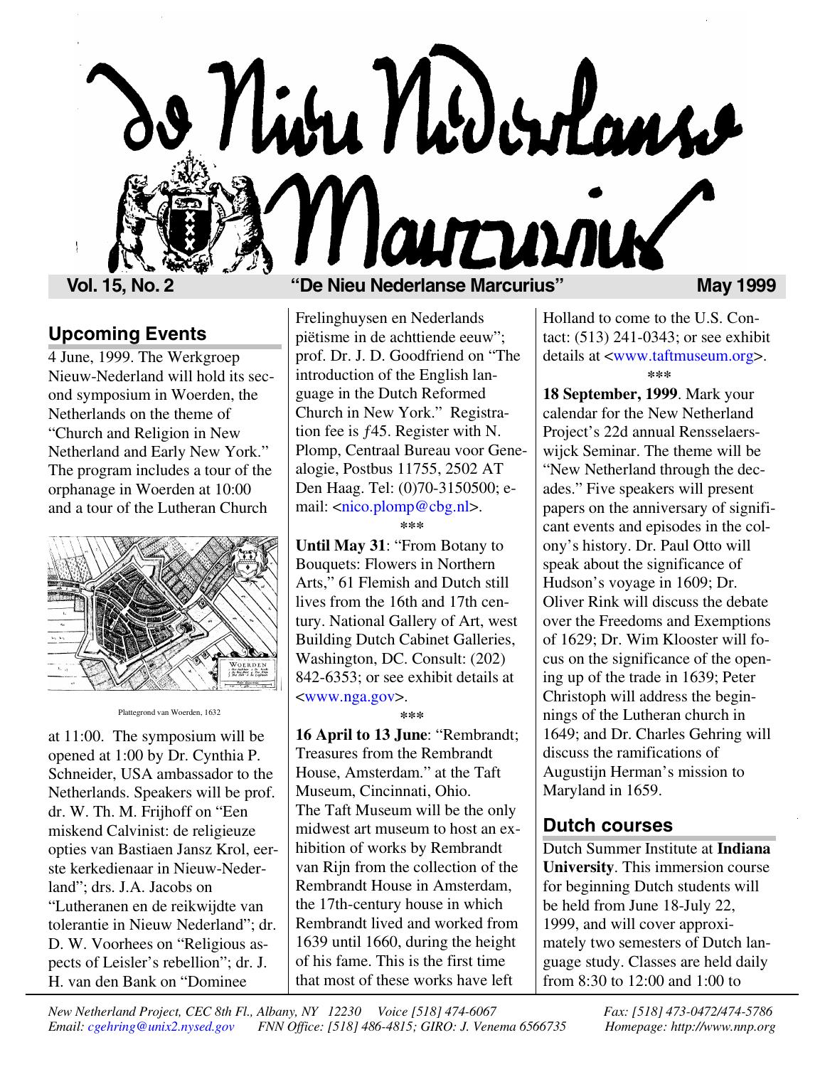# De Nieu Nederlanse Marcurius

**Vol. 15, No. 2** **"De Nieu Nederlanse Marcurius"** **May 1999**

## Upcoming Events

4 June, 1999. The Werkgroep Nieuw-Nederland will hold its second symposium in Woerden, the Netherlands on the theme of "Church and Religion in New Netherland and Early New York." The program includes a tour of the orphanage in Woerden at 10:00 and a tour of the Lutheran Church at 11:00. The symposium will be opened at 1:00 by Dr. Cynthia P. Schneider, USA ambassador to the Netherlands. Speakers will be prof. dr. W. Th. M. Frijhoff on "Een miskend Calvinist: de religieuze opties van Bastiaen Jansz Krol, eerste kerkedienaar in Nieuw-Nederland"; drs. J.A. Jacobs on "Lutheranen en de reikwijdte van tolerantie in Nieuw Nederland"; dr. D. W. Voorhees on "Religious aspects of Leisler's rebellion"; dr. J. H. van den Bank on "Dominee Frelinghuysen en Nederlands piëtisme in de achttiende eeuw"; prof. Dr. J. D. Goodfriend on "The introduction of the English language in the Dutch Reformed Church in New York." Registration fee is ƒ45. Register with N. Plomp, Centraal Bureau voor Genealogie, Postbus 11755, 2502 AT Den Haag. Tel: (0)70-3150500; e-mail: <nico.plomp@cbg.nl>.

Plattegrond van Woerden, 1632

***

**Until May 31**: "From Botany to Bouquets: Flowers in Northern Arts," 61 Flemish and Dutch still lives from the 16th and 17th century. National Gallery of Art, west Building Dutch Cabinet Galleries, Washington, DC. Consult: (202) 842-6353; or see exhibit details at <www.nga.gov>.

***

**16 April to 13 June**: "Rembrandt; Treasures from the Rembrandt House, Amsterdam." at the Taft Museum, Cincinnati, Ohio. The Taft Museum will be the only midwest art museum to host an exhibition of works by Rembrandt van Rijn from the collection of the Rembrandt House in Amsterdam, the 17th-century house in which Rembrandt lived and worked from 1639 until 1660, during the height of his fame. This is the first time that most of these works have left Holland to come to the U.S. Contact: (513) 241-0343; or see exhibit details at <www.taftmuseum.org>.

***

**18 September, 1999**. Mark your calendar for the New Netherland Project's 22d annual Rensselaerswijck Seminar. The theme will be "New Netherland through the decades." Five speakers will present papers on the anniversary of significant events and episodes in the colony's history. Dr. Paul Otto will speak about the significance of Hudson's voyage in 1609; Dr. Oliver Rink will discuss the debate over the Freedoms and Exemptions of 1629; Dr. Wim Klooster will focus on the significance of the opening up of the trade in 1639; Peter Christoph will address the beginnings of the Lutheran church in 1649; and Dr. Charles Gehring will discuss the ramifications of Augustijn Herman's mission to Maryland in 1659.

## Dutch courses

Dutch Summer Institute at **Indiana University**. This immersion course for beginning Dutch students will be held from June 18-July 22, 1999, and will cover approximately two semesters of Dutch language study. Classes are held daily from 8:30 to 12:00 and 1:00 to

*New Netherland Project, CEC 8th Fl., Albany, NY 12230 Voice [518] 474-6067 Fax: [518] 473-0472/474-5786*
*Email: cgehring@unix2.nysed.gov FNN Office: [518] 486-4815; GIRO: J. Venema 6566735 Homepage: http://www.nnp.org*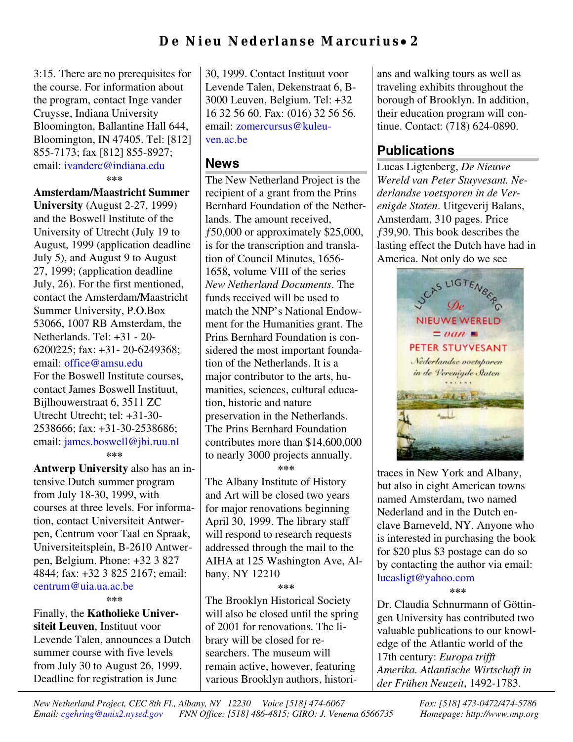3:15. There are no prerequisites for the course. For information about the program, contact Inge vander Cruysse, Indiana University Bloomington, Ballantine Hall 644, Bloomington, IN 47405. Tel: [812] 855-7173; fax [812] 855-8927; email: ivanderc@indiana.edu

\*\*\*

**Amsterdam/Maastricht Summer University** (August 2-27, 1999) and the Boswell Institute of the University of Utrecht (July 19 to August, 1999 (application deadline July 5), and August 9 to August 27, 1999; (application deadline July, 26). For the first mentioned, contact the Amsterdam/Maastricht Summer University, P.O.Box 53066, 1007 RB Amsterdam, the Netherlands. Tel: +31 - 20-6200225; fax: +31- 20-6249368; email: office@amsu.edu
For the Boswell Institute courses, contact James Boswell Instituut, Bijlhouwerstraat 6, 3511 ZC Utrecht Utrecht; tel: +31-30-2538666; fax: +31-30-2538686; email: james.boswell@jbi.ruu.nl

\*\*\*

**Antwerp University** also has an intensive Dutch summer program from July 18-30, 1999, with courses at three levels. For information, contact Universiteit Antwerpen, Centrum voor Taal en Spraak, Universiteitsplein, B-2610 Antwerpen, Belgium. Phone: +32 3 827 4844; fax: +32 3 825 2167; email: centrum@uia.ua.ac.be

\*\*\*

Finally, the **Katholieke Universiteit Leuven**, Instituut voor Levende Talen, announces a Dutch summer course with five levels from July 30 to August 26, 1999. Deadline for registration is June 30, 1999. Contact Instituut voor Levende Talen, Dekenstraat 6, B-3000 Leuven, Belgium. Tel: +32 16 32 56 60. Fax: (016) 32 56 56. email: zomercursus@kuleuven.ac.be

## News

The New Netherland Project is the recipient of a grant from the Prins Bernhard Foundation of the Netherlands. The amount received, ƒ50,000 or approximately $25,000, is for the transcription and translation of Council Minutes, 1656-1658, volume VIII of the series *New Netherland Documents*. The funds received will be used to match the NNP's National Endowment for the Humanities grant. The Prins Bernhard Foundation is considered the most important foundation of the Netherlands. It is a major contributor to the arts, humanities, sciences, cultural education, historic and nature preservation in the Netherlands. The Prins Bernhard Foundation contributes more than $14,600,000 to nearly 3000 projects annually.

\*\*\*

The Albany Institute of History and Art will be closed two years for major renovations beginning April 30, 1999. The library staff will respond to research requests addressed through the mail to the AIHA at 125 Washington Ave, Albany, NY 12210

\*\*\*

The Brooklyn Historical Society will also be closed until the spring of 2001 for renovations. The library will be closed for researchers. The museum will remain active, however, featuring various Brooklyn authors, historians and walking tours as well as traveling exhibits throughout the borough of Brooklyn. In addition, their education program will continue. Contact: (718) 624-0890.

## Publications

Lucas Ligtenberg, *De Nieuwe Wereld van Peter Stuyvesant. Nederlandse voetsporen in de Verenigde Staten*. Uitgeverij Balans, Amsterdam, 310 pages. Price ƒ39,90. This book describes the lasting effect the Dutch have had in America. Not only do we see traces in New York and Albany, but also in eight American towns named Amsterdam, two named Nederland and in the Dutch enclave Barneveld, NY. Anyone who is interested in purchasing the book for $20 plus $3 postage can do so by contacting the author via email: lucasligt@yahoo.com

\*\*\*

Dr. Claudia Schnurmann of Göttingen University has contributed two valuable publications to our knowledge of the Atlantic world of the 17th century: *Europa trifft Amerika. Atlantische Wirtschaft in der Frühen Neuzeit*, 1492-1783.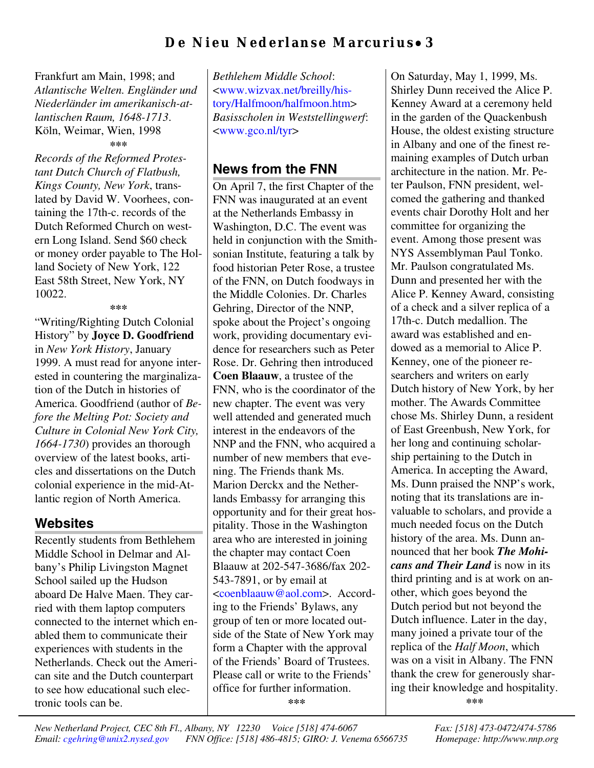Frankfurt am Main, 1998; and *Atlantische Welten. Engländer und Niederländer im amerikanisch-atlantischen Raum, 1648-1713*. Köln, Weimar, Wien, 1998

\*\*\*

*Records of the Reformed Protestant Dutch Church of Flatbush, Kings County, New York*, translated by David W. Voorhees, containing the 17th-c. records of the Dutch Reformed Church on western Long Island. Send $60 check or money order payable to The Holland Society of New York, 122 East 58th Street, New York, NY 10022.

\*\*\*

"Writing/Righting Dutch Colonial History" by **Joyce D. Goodfriend** in *New York History*, January 1999. A must read for anyone interested in countering the marginalization of the Dutch in histories of America. Goodfriend (author of *Before the Melting Pot: Society and Culture in Colonial New York City, 1664-1730*) provides an thorough overview of the latest books, articles and dissertations on the Dutch colonial experience in the mid-Atlantic region of North America.

## Websites

Recently students from Bethlehem Middle School in Delmar and Albany's Philip Livingston Magnet School sailed up the Hudson aboard De Halve Maen. They carried with them laptop computers connected to the internet which enabled them to communicate their experiences with students in the Netherlands. Check out the American site and the Dutch counterpart to see how educational such electronic tools can be.

*Bethlehem Middle School*: <www.wizvax.net/breilly/history/Halfmoon/halfmoon.htm>
*Basisscholen in Weststellingwerf*: <www.gco.nl/tyr>

## News from the FNN

On April 7, the first Chapter of the FNN was inaugurated at an event at the Netherlands Embassy in Washington, D.C. The event was held in conjunction with the Smithsonian Institute, featuring a talk by food historian Peter Rose, a trustee of the FNN, on Dutch foodways in the Middle Colonies. Dr. Charles Gehring, Director of the NNP, spoke about the Project's ongoing work, providing documentary evidence for researchers such as Peter Rose. Dr. Gehring then introduced **Coen Blaauw**, a trustee of the FNN, who is the coordinator of the new chapter. The event was very well attended and generated much interest in the endeavors of the NNP and the FNN, who acquired a number of new members that evening. The Friends thank Ms. Marion Derckx and the Netherlands Embassy for arranging this opportunity and for their great hospitality. Those in the Washington area who are interested in joining the chapter may contact Coen Blaauw at 202-547-3686/fax 202-543-7891, or by email at <coenblaauw@aol.com>. According to the Friends' Bylaws, any group of ten or more located outside of the State of New York may form a Chapter with the approval of the Friends' Board of Trustees. Please call or write to the Friends' office for further information.

\*\*\*

On Saturday, May 1, 1999, Ms. Shirley Dunn received the Alice P. Kenney Award at a ceremony held in the garden of the Quackenbush House, the oldest existing structure in Albany and one of the finest remaining examples of Dutch urban architecture in the nation. Mr. Peter Paulson, FNN president, welcomed the gathering and thanked events chair Dorothy Holt and her committee for organizing the event. Among those present was NYS Assemblyman Paul Tonko. Mr. Paulson congratulated Ms. Dunn and presented her with the Alice P. Kenney Award, consisting of a check and a silver replica of a 17th-c. Dutch medallion. The award was established and endowed as a memorial to Alice P. Kenney, one of the pioneer researchers and writers on early Dutch history of New York, by her mother. The Awards Committee chose Ms. Shirley Dunn, a resident of East Greenbush, New York, for her long and continuing scholarship pertaining to the Dutch in America. In accepting the Award, Ms. Dunn praised the NNP's work, noting that its translations are invaluable to scholars, and provide a much needed focus on the Dutch history of the area. Ms. Dunn announced that her book ***The Mohicans and Their Land*** is now in its third printing and is at work on another, which goes beyond the Dutch period but not beyond the Dutch influence. Later in the day, many joined a private tour of the replica of the *Half Moon*, which was on a visit in Albany. The FNN thank the crew for generously sharing their knowledge and hospitality.

\*\*\*

*New Netherland Project, CEC 8th Fl., Albany, NY 12230 Voice [518] 474-6067 Fax: [518] 473-0472/474-5786*
*Email: cgehring@unix2.nysed.gov FNN Office: [518] 486-4815; GIRO: J. Venema 6566735 Homepage: http://www.nnp.org*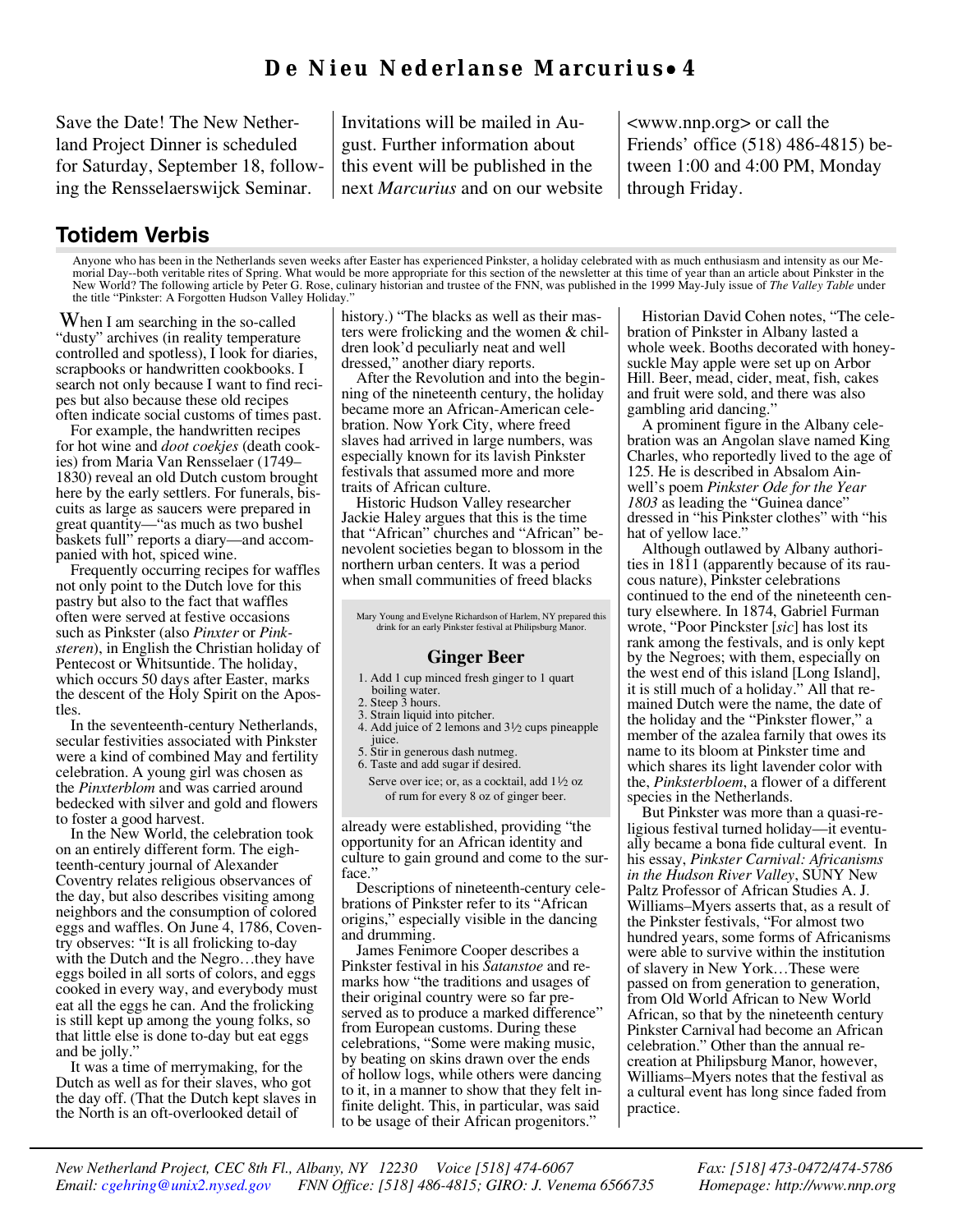Save the Date! The New Netherland Project Dinner is scheduled for Saturday, September 18, following the Rensselaerswijck Seminar. Invitations will be mailed in August. Further information about this event will be published in the next *Marcurius* and on our website <www.nnp.org> or call the Friends' office (518) 486-4815) between 1:00 and 4:00 PM, Monday through Friday.

## Totidem Verbis

Anyone who has been in the Netherlands seven weeks after Easter has experienced Pinkster, a holiday celebrated with as much enthusiasm and intensity as our Memorial Day--both veritable rites of Spring. What would be more appropriate for this section of the newsletter at this time of year than an article about Pinkster in the New World? The following article by Peter G. Rose, culinary historian and trustee of the FNN, was published in the 1999 May-July issue of *The Valley Table* under the title "Pinkster: A Forgotten Hudson Valley Holiday."

When I am searching in the so-called "dusty" archives (in reality temperature controlled and spotless), I look for diaries, scrapbooks or handwritten cookbooks. I search not only because I want to find recipes but also because these old recipes often indicate social customs of times past.

For example, the handwritten recipes for hot wine and *doot coekjes* (death cookies) from Maria Van Rensselaer (1749–1830) reveal an old Dutch custom brought here by the early settlers. For funerals, biscuits as large as saucers were prepared in great quantity—"as much as two bushel baskets full" reports a diary—and accompanied with hot, spiced wine.

Frequently occurring recipes for waffles not only point to the Dutch love for this pastry but also to the fact that waffles often were served at festive occasions such as Pinkster (also *Pinxter* or *Pinksteren*), in English the Christian holiday of Pentecost or Whitsuntide. The holiday, which occurs 50 days after Easter, marks the descent of the Holy Spirit on the Apostles.

In the seventeenth-century Netherlands, secular festivities associated with Pinkster were a kind of combined May and fertility celebration. A young girl was chosen as the *Pinxterblom* and was carried around bedecked with silver and gold and flowers to foster a good harvest.

In the New World, the celebration took on an entirely different form. The eighteenth-century journal of Alexander Coventry relates religious observances of the day, but also describes visiting among neighbors and the consumption of colored eggs and waffles. On June 4, 1786, Coventry observes: "It is all frolicking to-day with the Dutch and the Negro…they have eggs boiled in all sorts of colors, and eggs cooked in every way, and everybody must eat all the eggs he can. And the frolicking is still kept up among the young folks, so that little else is done to-day but eat eggs and be jolly."

It was a time of merrymaking, for the Dutch as well as for their slaves, who got the day off. (That the Dutch kept slaves in the North is an oft-overlooked detail of history.) "The blacks as well as their masters were frolicking and the women & children look'd peculiarly neat and well dressed," another diary reports.

After the Revolution and into the beginning of the nineteenth century, the holiday became more an African-American celebration. Now York City, where freed slaves had arrived in large numbers, was especially known for its lavish Pinkster festivals that assumed more and more traits of African culture.

Historic Hudson Valley researcher Jackie Haley argues that this is the time that "African" churches and "African" benevolent societies began to blossom in the northern urban centers. It was a period when small communities of freed blacks already were established, providing "the opportunity for an African identity and culture to gain ground and come to the surface."

Descriptions of nineteenth-century celebrations of Pinkster refer to its "African origins," especially visible in the dancing and drumming.

James Fenimore Cooper describes a Pinkster festival in his *Satanstoe* and remarks how "the traditions and usages of their original country were so far preserved as to produce a marked difference" from European customs. During these celebrations, "Some were making music, by beating on skins drawn over the ends of hollow logs, while others were dancing to it, in a manner to show that they felt infinite delight. This, in particular, was said to be usage of their African progenitors."

> Mary Young and Evelyne Richardson of Harlem, NY prepared this drink for an early Pinkster festival at Philipsburg Manor.
>
> ### Ginger Beer
>
> 1. Add 1 cup minced fresh ginger to 1 quart boiling water.
> 2. Steep 3 hours.
> 3. Strain liquid into pitcher.
> 4. Add juice of 2 lemons and 3½ cups pineapple juice.
> 5. Stir in generous dash nutmeg.
> 6. Taste and add sugar if desired.
>
> Serve over ice; or, as a cocktail, add 1½ oz of rum for every 8 oz of ginger beer.

Historian David Cohen notes, "The celebration of Pinkster in Albany lasted a whole week. Booths decorated with honeysuckle May apple were set up on Arbor Hill. Beer, mead, cider, meat, fish, cakes and fruit were sold, and there was also gambling arid dancing."

A prominent figure in the Albany celebration was an Angolan slave named King Charles, who reportedly lived to the age of 125. He is described in Absalom Ainwell's poem *Pinkster Ode for the Year 1803* as leading the "Guinea dance" dressed in "his Pinkster clothes" with "his hat of yellow lace."

Although outlawed by Albany authorities in 1811 (apparently because of its raucous nature), Pinkster celebrations continued to the end of the nineteenth century elsewhere. In 1874, Gabriel Furman wrote, "Poor Pinckster [*sic*] has lost its rank among the festivals, and is only kept by the Negroes; with them, especially on the west end of this island [Long Island], it is still much of a holiday." All that remained Dutch were the name, the date of the holiday and the "Pinkster flower," a member of the azalea farnily that owes its name to its bloom at Pinkster time and which shares its light lavender color with the, *Pinksterbloem*, a flower of a different species in the Netherlands.

But Pinkster was more than a quasi-religious festival turned holiday—it eventually became a bona fide cultural event. In his essay, *Pinkster Carnival: Africanisms in the Hudson River Valley*, SUNY New Paltz Professor of African Studies A. J. Williams–Myers asserts that, as a result of the Pinkster festivals, "For almost two hundred years, some forms of Africanisms were able to survive within the institution of slavery in New York…These were passed on from generation to generation, from Old World African to New World African, so that by the nineteenth century Pinkster Carnival had become an African celebration." Other than the annual recreation at Philipsburg Manor, however, Williams–Myers notes that the festival as a cultural event has long since faded from practice.

*New Netherland Project, CEC 8th Fl., Albany, NY 12230 Voice [518] 474-6067 Fax: [518] 473-0472/474-5786*
*Email: cgehring@unix2.nysed.gov FNN Office: [518] 486-4815; GIRO: J. Venema 6566735 Homepage: http://www.nnp.org*